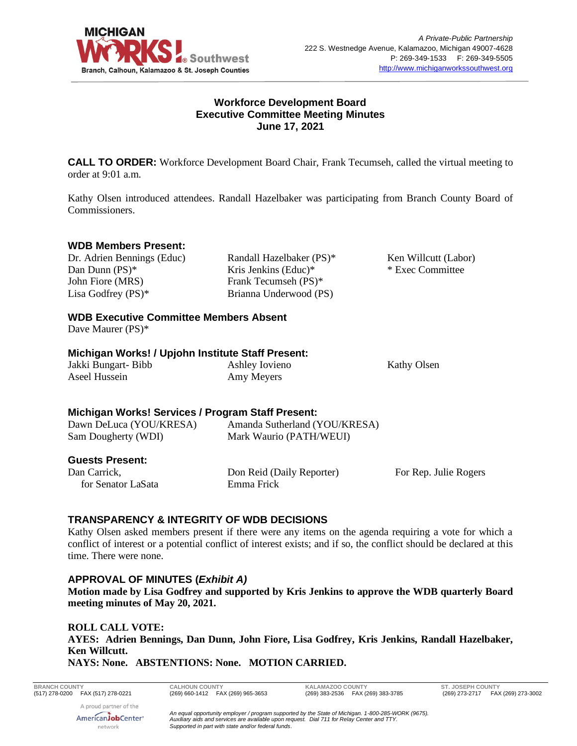A Private-Public Partnership
222 S. Westnedge Avenue, Kalamazoo, Michigan 49007-4628
P: 269-349-1533 F: 269-349-5505
http://www.michiganworkssouthwest.org

# Workforce Development Board
## Executive Committee Meeting Minutes
## June 17, 2021

**CALL TO ORDER:** Workforce Development Board Chair, Frank Tecumseh, called the virtual meeting to order at 9:01 a.m.

Kathy Olsen introduced attendees. Randall Hazelbaker was participating from Branch County Board of Commissioners.

### WDB Members Present:

Dr. Adrien Bennings (Educ)
Dan Dunn (PS)*
John Fiore (MRS)
Lisa Godfrey (PS)*
Randall Hazelbaker (PS)*
Kris Jenkins (Educ)*
Frank Tecumseh (PS)*
Brianna Underwood (PS)
Ken Willcutt (Labor)
* Exec Committee

### WDB Executive Committee Members Absent

Dave Maurer (PS)*

### Michigan Works! / Upjohn Institute Staff Present:

Jakki Bungart- Bibb
Aseel Hussein
Ashley Iovieno
Amy Meyers
Kathy Olsen

### Michigan Works! Services / Program Staff Present:

Dawn DeLuca (YOU/KRESA)
Sam Dougherty (WDI)
Amanda Sutherland (YOU/KRESA)
Mark Waurio (PATH/WEUI)

### Guests Present:

Dan Carrick, for Senator LaSata
Don Reid (Daily Reporter)
Emma Frick For Rep. Julie Rogers

### TRANSPARENCY & INTEGRITY OF WDB DECISIONS

Kathy Olsen asked members present if there were any items on the agenda requiring a vote for which a conflict of interest or a potential conflict of interest exists; and if so, the conflict should be declared at this time. There were none.

### APPROVAL OF MINUTES (*Exhibit A)*

**Motion made by Lisa Godfrey and supported by Kris Jenkins to approve the WDB quarterly Board meeting minutes of May 20, 2021.**

**ROLL CALL VOTE:**
**AYES: Adrien Bennings, Dan Dunn, John Fiore, Lisa Godfrey, Kris Jenkins, Randall Hazelbaker, Ken Willcutt.**
**NAYS: None. ABSTENTIONS: None. MOTION CARRIED.**

BRANCH COUNTY (517) 278-0200 FAX (517) 278-0221
CALHOUN COUNTY (269) 660-1412 FAX (269) 965-3653
KALAMAZOO COUNTY (269) 383-2536 FAX (269) 383-3785
ST. JOSEPH COUNTY (269) 273-2717 FAX (269) 273-3002

A proud partner of the AmericanJobCenter network

*An equal opportunity employer / program supported by the State of Michigan. 1-800-285-WORK (9675). Auxiliary aids and services are available upon request. Dial 711 for Relay Center and TTY. Supported in part with state and/or federal funds.*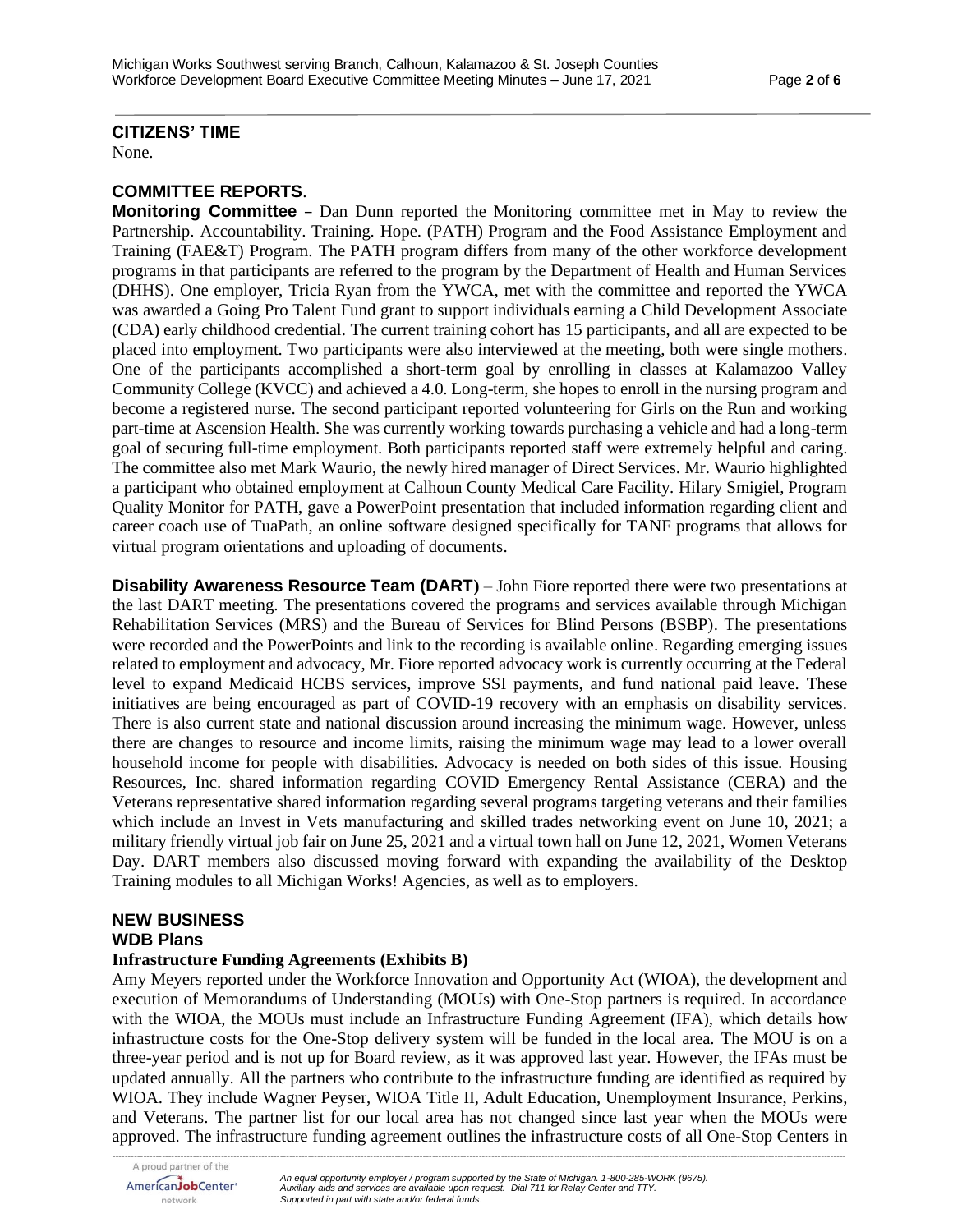## CITIZENS' TIME

None.

## COMMITTEE REPORTS.

**Monitoring Committee** – Dan Dunn reported the Monitoring committee met in May to review the Partnership. Accountability. Training. Hope. (PATH) Program and the Food Assistance Employment and Training (FAE&T) Program. The PATH program differs from many of the other workforce development programs in that participants are referred to the program by the Department of Health and Human Services (DHHS). One employer, Tricia Ryan from the YWCA, met with the committee and reported the YWCA was awarded a Going Pro Talent Fund grant to support individuals earning a Child Development Associate (CDA) early childhood credential. The current training cohort has 15 participants, and all are expected to be placed into employment. Two participants were also interviewed at the meeting, both were single mothers. One of the participants accomplished a short-term goal by enrolling in classes at Kalamazoo Valley Community College (KVCC) and achieved a 4.0. Long-term, she hopes to enroll in the nursing program and become a registered nurse. The second participant reported volunteering for Girls on the Run and working part-time at Ascension Health. She was currently working towards purchasing a vehicle and had a long-term goal of securing full-time employment. Both participants reported staff were extremely helpful and caring. The committee also met Mark Waurio, the newly hired manager of Direct Services. Mr. Waurio highlighted a participant who obtained employment at Calhoun County Medical Care Facility. Hilary Smigiel, Program Quality Monitor for PATH, gave a PowerPoint presentation that included information regarding client and career coach use of TuaPath, an online software designed specifically for TANF programs that allows for virtual program orientations and uploading of documents.

**Disability Awareness Resource Team (DART)** – John Fiore reported there were two presentations at the last DART meeting. The presentations covered the programs and services available through Michigan Rehabilitation Services (MRS) and the Bureau of Services for Blind Persons (BSBP). The presentations were recorded and the PowerPoints and link to the recording is available online. Regarding emerging issues related to employment and advocacy, Mr. Fiore reported advocacy work is currently occurring at the Federal level to expand Medicaid HCBS services, improve SSI payments, and fund national paid leave. These initiatives are being encouraged as part of COVID-19 recovery with an emphasis on disability services. There is also current state and national discussion around increasing the minimum wage. However, unless there are changes to resource and income limits, raising the minimum wage may lead to a lower overall household income for people with disabilities. Advocacy is needed on both sides of this issue. Housing Resources, Inc. shared information regarding COVID Emergency Rental Assistance (CERA) and the Veterans representative shared information regarding several programs targeting veterans and their families which include an Invest in Vets manufacturing and skilled trades networking event on June 10, 2021; a military friendly virtual job fair on June 25, 2021 and a virtual town hall on June 12, 2021, Women Veterans Day. DART members also discussed moving forward with expanding the availability of the Desktop Training modules to all Michigan Works! Agencies, as well as to employers.

## NEW BUSINESS

### WDB Plans

#### Infrastructure Funding Agreements (Exhibits B)

Amy Meyers reported under the Workforce Innovation and Opportunity Act (WIOA), the development and execution of Memorandums of Understanding (MOUs) with One-Stop partners is required. In accordance with the WIOA, the MOUs must include an Infrastructure Funding Agreement (IFA), which details how infrastructure costs for the One-Stop delivery system will be funded in the local area. The MOU is on a three-year period and is not up for Board review, as it was approved last year. However, the IFAs must be updated annually. All the partners who contribute to the infrastructure funding are identified as required by WIOA. They include Wagner Peyser, WIOA Title II, Adult Education, Unemployment Insurance, Perkins, and Veterans. The partner list for our local area has not changed since last year when the MOUs were approved. The infrastructure funding agreement outlines the infrastructure costs of all One-Stop Centers in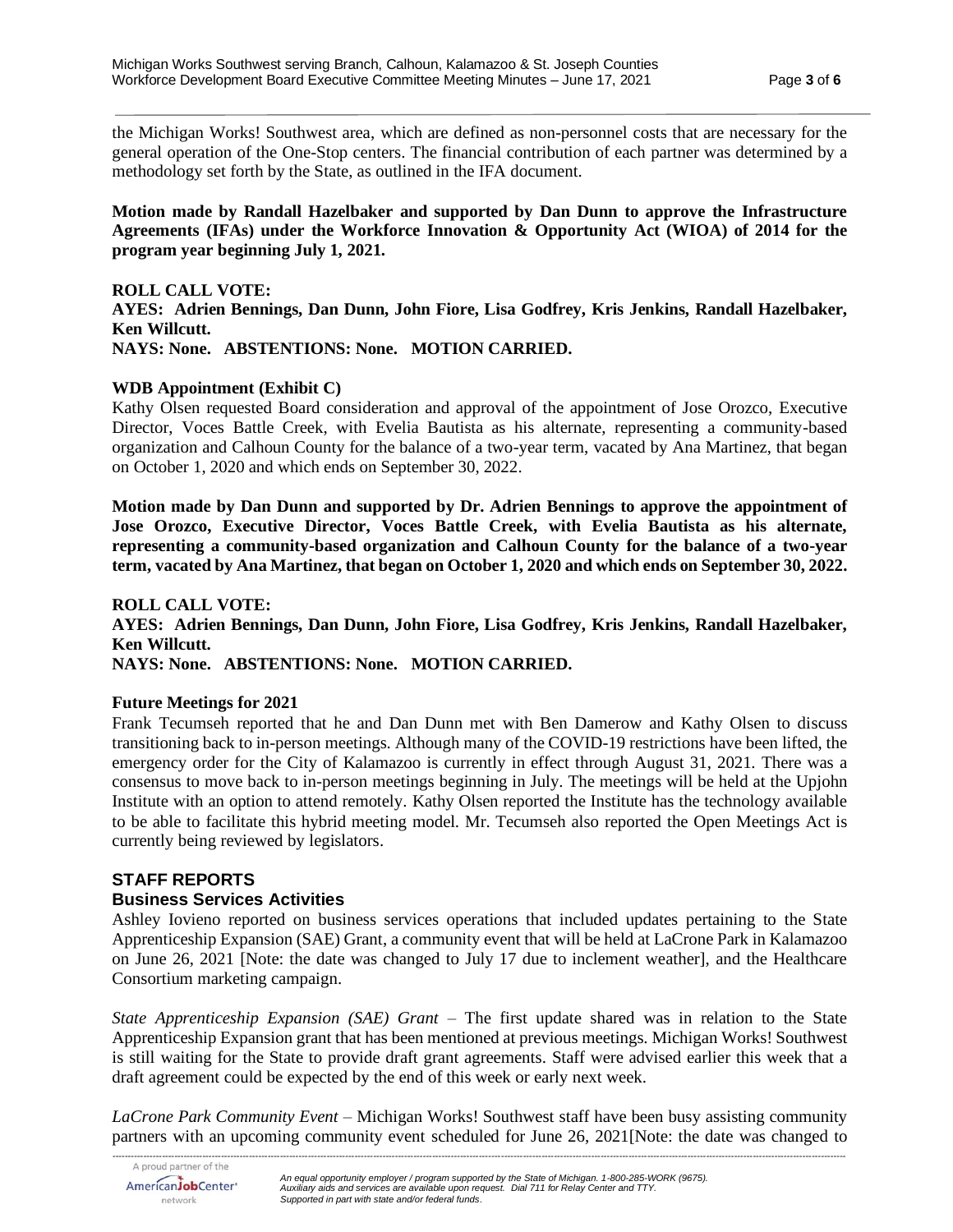the Michigan Works! Southwest area, which are defined as non-personnel costs that are necessary for the general operation of the One-Stop centers. The financial contribution of each partner was determined by a methodology set forth by the State, as outlined in the IFA document.

**Motion made by Randall Hazelbaker and supported by Dan Dunn to approve the Infrastructure Agreements (IFAs) under the Workforce Innovation & Opportunity Act (WIOA) of 2014 for the program year beginning July 1, 2021.**

**ROLL CALL VOTE:**
**AYES: Adrien Bennings, Dan Dunn, John Fiore, Lisa Godfrey, Kris Jenkins, Randall Hazelbaker, Ken Willcutt.**
**NAYS: None. ABSTENTIONS: None. MOTION CARRIED.**

**WDB Appointment (Exhibit C)**

Kathy Olsen requested Board consideration and approval of the appointment of Jose Orozco, Executive Director, Voces Battle Creek, with Evelia Bautista as his alternate, representing a community-based organization and Calhoun County for the balance of a two-year term, vacated by Ana Martinez, that began on October 1, 2020 and which ends on September 30, 2022.

**Motion made by Dan Dunn and supported by Dr. Adrien Bennings to approve the appointment of Jose Orozco, Executive Director, Voces Battle Creek, with Evelia Bautista as his alternate, representing a community-based organization and Calhoun County for the balance of a two-year term, vacated by Ana Martinez, that began on October 1, 2020 and which ends on September 30, 2022.**

**ROLL CALL VOTE:**
**AYES: Adrien Bennings, Dan Dunn, John Fiore, Lisa Godfrey, Kris Jenkins, Randall Hazelbaker, Ken Willcutt.**
**NAYS: None. ABSTENTIONS: None. MOTION CARRIED.**

**Future Meetings for 2021**

Frank Tecumseh reported that he and Dan Dunn met with Ben Damerow and Kathy Olsen to discuss transitioning back to in-person meetings. Although many of the COVID-19 restrictions have been lifted, the emergency order for the City of Kalamazoo is currently in effect through August 31, 2021. There was a consensus to move back to in-person meetings beginning in July. The meetings will be held at the Upjohn Institute with an option to attend remotely. Kathy Olsen reported the Institute has the technology available to be able to facilitate this hybrid meeting model. Mr. Tecumseh also reported the Open Meetings Act is currently being reviewed by legislators.

## STAFF REPORTS

### Business Services Activities

Ashley Iovieno reported on business services operations that included updates pertaining to the State Apprenticeship Expansion (SAE) Grant, a community event that will be held at LaCrone Park in Kalamazoo on June 26, 2021 [Note: the date was changed to July 17 due to inclement weather], and the Healthcare Consortium marketing campaign.

*State Apprenticeship Expansion (SAE) Grant* – The first update shared was in relation to the State Apprenticeship Expansion grant that has been mentioned at previous meetings. Michigan Works! Southwest is still waiting for the State to provide draft grant agreements. Staff were advised earlier this week that a draft agreement could be expected by the end of this week or early next week.

*LaCrone Park Community Event* – Michigan Works! Southwest staff have been busy assisting community partners with an upcoming community event scheduled for June 26, 2021[Note: the date was changed to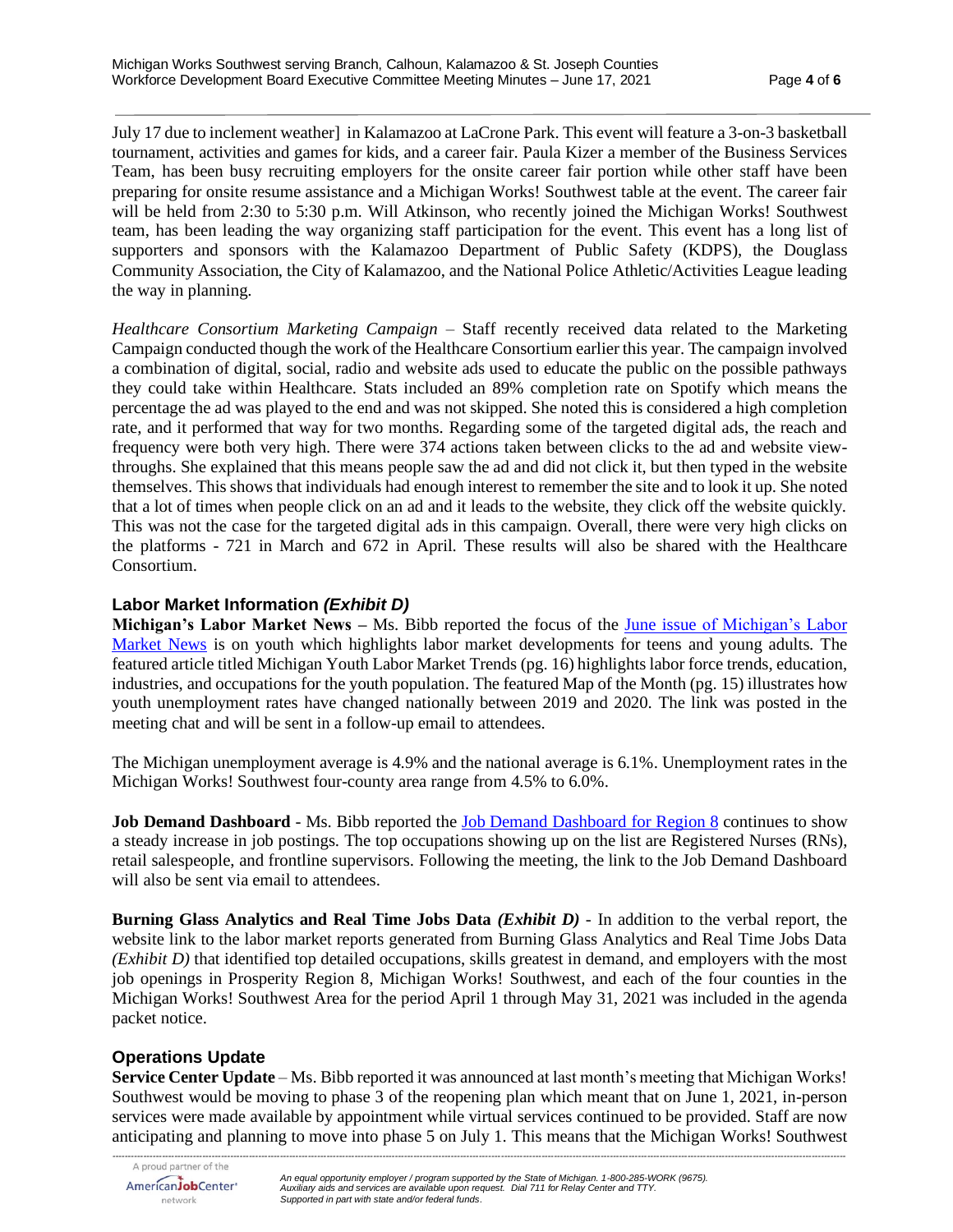July 17 due to inclement weather] in Kalamazoo at LaCrone Park. This event will feature a 3-on-3 basketball tournament, activities and games for kids, and a career fair. Paula Kizer a member of the Business Services Team, has been busy recruiting employers for the onsite career fair portion while other staff have been preparing for onsite resume assistance and a Michigan Works! Southwest table at the event. The career fair will be held from 2:30 to 5:30 p.m. Will Atkinson, who recently joined the Michigan Works! Southwest team, has been leading the way organizing staff participation for the event. This event has a long list of supporters and sponsors with the Kalamazoo Department of Public Safety (KDPS), the Douglass Community Association, the City of Kalamazoo, and the National Police Athletic/Activities League leading the way in planning.

*Healthcare Consortium Marketing Campaign* – Staff recently received data related to the Marketing Campaign conducted though the work of the Healthcare Consortium earlier this year. The campaign involved a combination of digital, social, radio and website ads used to educate the public on the possible pathways they could take within Healthcare. Stats included an 89% completion rate on Spotify which means the percentage the ad was played to the end and was not skipped. She noted this is considered a high completion rate, and it performed that way for two months. Regarding some of the targeted digital ads, the reach and frequency were both very high. There were 374 actions taken between clicks to the ad and website view-throughs. She explained that this means people saw the ad and did not click it, but then typed in the website themselves. This shows that individuals had enough interest to remember the site and to look it up. She noted that a lot of times when people click on an ad and it leads to the website, they click off the website quickly. This was not the case for the targeted digital ads in this campaign. Overall, there were very high clicks on the platforms - 721 in March and 672 in April. These results will also be shared with the Healthcare Consortium.

## Labor Market Information *(Exhibit D)*

**Michigan's Labor Market News –** Ms. Bibb reported the focus of the June issue of Michigan's Labor Market News is on youth which highlights labor market developments for teens and young adults. The featured article titled Michigan Youth Labor Market Trends (pg. 16) highlights labor force trends, education, industries, and occupations for the youth population. The featured Map of the Month (pg. 15) illustrates how youth unemployment rates have changed nationally between 2019 and 2020. The link was posted in the meeting chat and will be sent in a follow-up email to attendees.

The Michigan unemployment average is 4.9% and the national average is 6.1%. Unemployment rates in the Michigan Works! Southwest four-county area range from 4.5% to 6.0%.

**Job Demand Dashboard** - Ms. Bibb reported the Job Demand Dashboard for Region 8 continues to show a steady increase in job postings. The top occupations showing up on the list are Registered Nurses (RNs), retail salespeople, and frontline supervisors. Following the meeting, the link to the Job Demand Dashboard will also be sent via email to attendees.

**Burning Glass Analytics and Real Time Jobs Data *(Exhibit D)*** - In addition to the verbal report, the website link to the labor market reports generated from Burning Glass Analytics and Real Time Jobs Data *(Exhibit D)* that identified top detailed occupations, skills greatest in demand, and employers with the most job openings in Prosperity Region 8, Michigan Works! Southwest, and each of the four counties in the Michigan Works! Southwest Area for the period April 1 through May 31, 2021 was included in the agenda packet notice.

## Operations Update

**Service Center Update** – Ms. Bibb reported it was announced at last month's meeting that Michigan Works! Southwest would be moving to phase 3 of the reopening plan which meant that on June 1, 2021, in-person services were made available by appointment while virtual services continued to be provided. Staff are now anticipating and planning to move into phase 5 on July 1. This means that the Michigan Works! Southwest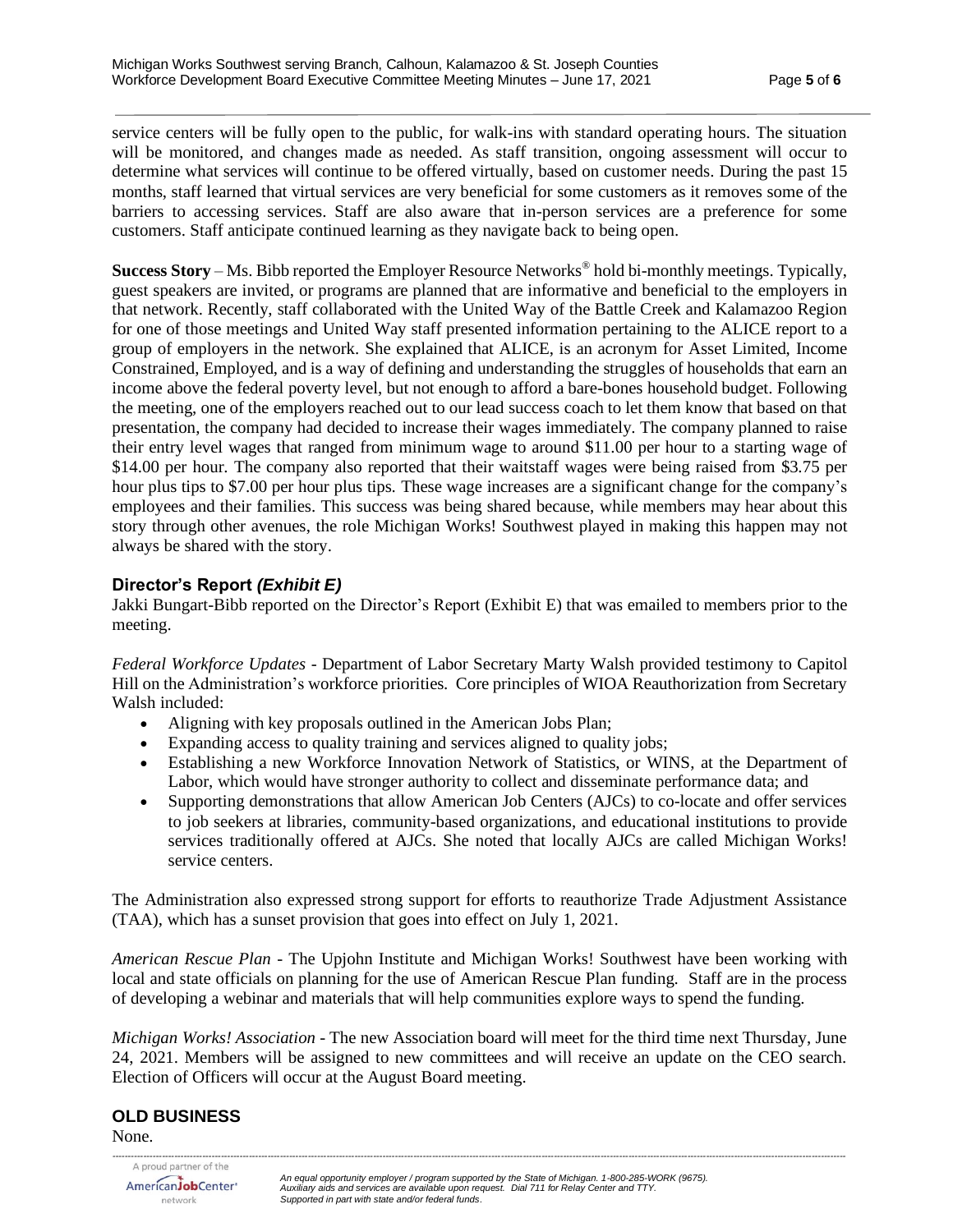service centers will be fully open to the public, for walk-ins with standard operating hours. The situation will be monitored, and changes made as needed. As staff transition, ongoing assessment will occur to determine what services will continue to be offered virtually, based on customer needs. During the past 15 months, staff learned that virtual services are very beneficial for some customers as it removes some of the barriers to accessing services. Staff are also aware that in-person services are a preference for some customers. Staff anticipate continued learning as they navigate back to being open.

**Success Story** – Ms. Bibb reported the Employer Resource Networks® hold bi-monthly meetings. Typically, guest speakers are invited, or programs are planned that are informative and beneficial to the employers in that network. Recently, staff collaborated with the United Way of the Battle Creek and Kalamazoo Region for one of those meetings and United Way staff presented information pertaining to the ALICE report to a group of employers in the network. She explained that ALICE, is an acronym for Asset Limited, Income Constrained, Employed, and is a way of defining and understanding the struggles of households that earn an income above the federal poverty level, but not enough to afford a bare-bones household budget. Following the meeting, one of the employers reached out to our lead success coach to let them know that based on that presentation, the company had decided to increase their wages immediately. The company planned to raise their entry level wages that ranged from minimum wage to around $11.00 per hour to a starting wage of $14.00 per hour. The company also reported that their waitstaff wages were being raised from $3.75 per hour plus tips to $7.00 per hour plus tips. These wage increases are a significant change for the company's employees and their families. This success was being shared because, while members may hear about this story through other avenues, the role Michigan Works! Southwest played in making this happen may not always be shared with the story.

## Director's Report *(Exhibit E)*

Jakki Bungart-Bibb reported on the Director's Report (Exhibit E) that was emailed to members prior to the meeting.

*Federal Workforce Updates* - Department of Labor Secretary Marty Walsh provided testimony to Capitol Hill on the Administration's workforce priorities. Core principles of WIOA Reauthorization from Secretary Walsh included:

- Aligning with key proposals outlined in the American Jobs Plan;
- Expanding access to quality training and services aligned to quality jobs;
- Establishing a new Workforce Innovation Network of Statistics, or WINS, at the Department of Labor, which would have stronger authority to collect and disseminate performance data; and
- Supporting demonstrations that allow American Job Centers (AJCs) to co-locate and offer services to job seekers at libraries, community-based organizations, and educational institutions to provide services traditionally offered at AJCs. She noted that locally AJCs are called Michigan Works! service centers.

The Administration also expressed strong support for efforts to reauthorize Trade Adjustment Assistance (TAA), which has a sunset provision that goes into effect on July 1, 2021.

*American Rescue Plan* - The Upjohn Institute and Michigan Works! Southwest have been working with local and state officials on planning for the use of American Rescue Plan funding. Staff are in the process of developing a webinar and materials that will help communities explore ways to spend the funding.

*Michigan Works! Association* - The new Association board will meet for the third time next Thursday, June 24, 2021. Members will be assigned to new committees and will receive an update on the CEO search. Election of Officers will occur at the August Board meeting.

## OLD BUSINESS

None.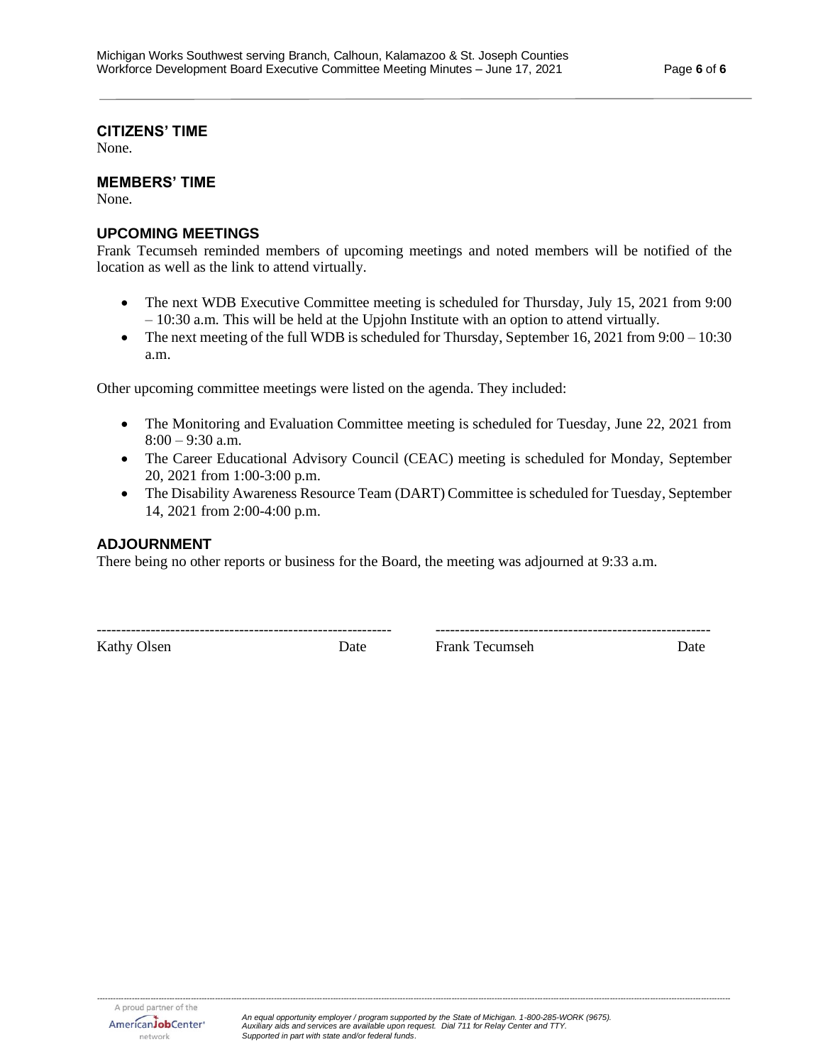## CITIZENS' TIME

None.

## MEMBERS' TIME

None.

## UPCOMING MEETINGS

Frank Tecumseh reminded members of upcoming meetings and noted members will be notified of the location as well as the link to attend virtually.

- The next WDB Executive Committee meeting is scheduled for Thursday, July 15, 2021 from 9:00 – 10:30 a.m. This will be held at the Upjohn Institute with an option to attend virtually.
- The next meeting of the full WDB is scheduled for Thursday, September 16, 2021 from 9:00 – 10:30 a.m.

Other upcoming committee meetings were listed on the agenda. They included:

- The Monitoring and Evaluation Committee meeting is scheduled for Tuesday, June 22, 2021 from 8:00 – 9:30 a.m.
- The Career Educational Advisory Council (CEAC) meeting is scheduled for Monday, September 20, 2021 from 1:00-3:00 p.m.
- The Disability Awareness Resource Team (DART) Committee is scheduled for Tuesday, September 14, 2021 from 2:00-4:00 p.m.

## ADJOURNMENT

There being no other reports or business for the Board, the meeting was adjourned at 9:33 a.m.

| | | | |
|---|---|---|---|
| Kathy Olsen | Date | Frank Tecumseh | Date |

A proud partner of the AmericanJobCenter network

*An equal opportunity employer / program supported by the State of Michigan. 1-800-285-WORK (9675). Auxiliary aids and services are available upon request. Dial 711 for Relay Center and TTY. Supported in part with state and/or federal funds.*